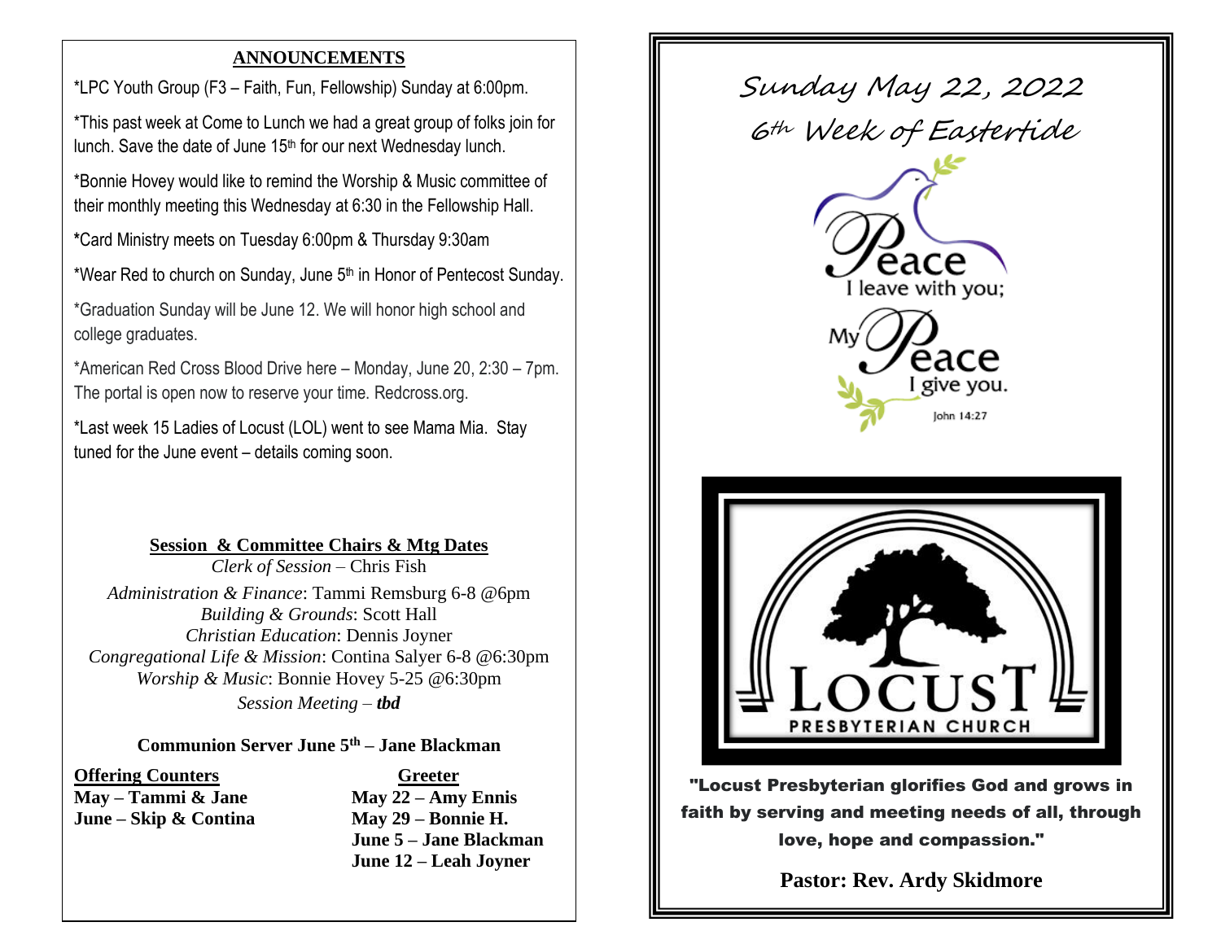## ANNOUNCEMENTS

*LPC Youth Group (F3 – Faith, Fun, Fellowship) Sunday at 6:00pm.

*This past week at Come to Lunch we had a great group of folks join for lunch. Save the date of June 15th for our next Wednesday lunch.

*Bonnie Hovey would like to remind the Worship & Music committee of their monthly meeting this Wednesday at 6:30 in the Fellowship Hall.

*Card Ministry meets on Tuesday 6:00pm & Thursday 9:30am

*Wear Red to church on Sunday, June 5th in Honor of Pentecost Sunday.

*Graduation Sunday will be June 12. We will honor high school and college graduates.

*American Red Cross Blood Drive here – Monday, June 20, 2:30 – 7pm. The portal is open now to reserve your time. Redcross.org.

*Last week 15 Ladies of Locust (LOL) went to see Mama Mia. Stay tuned for the June event – details coming soon.

### Session & Committee Chairs & Mtg Dates

*Clerk of Session* – Chris Fish

*Administration & Finance*: Tammi Remsburg 6-8 @6pm
*Building & Grounds*: Scott Hall
*Christian Education*: Dennis Joyner
*Congregational Life & Mission*: Contina Salyer 6-8 @6:30pm
*Worship & Music*: Bonnie Hovey 5-25 @6:30pm
*Session Meeting* – ***tbd***

**Communion Server June 5th – Jane Blackman**

**Offering Counters**
**May – Tammi & Jane**
**June – Skip & Contina**

**Greeter**
**May 22 – Amy Ennis**
**May 29 – Bonnie H.**
**June 5 – Jane Blackman**
**June 12 – Leah Joyner**

# Sunday May 22, 2022

## 6th Week of Eastertide

Peace I leave with you; My Peace I give you.
John 14:27

LOCUST PRESBYTERIAN CHURCH

**"Locust Presbyterian glorifies God and grows in faith by serving and meeting needs of all, through love, hope and compassion."**

**Pastor: Rev. Ardy Skidmore**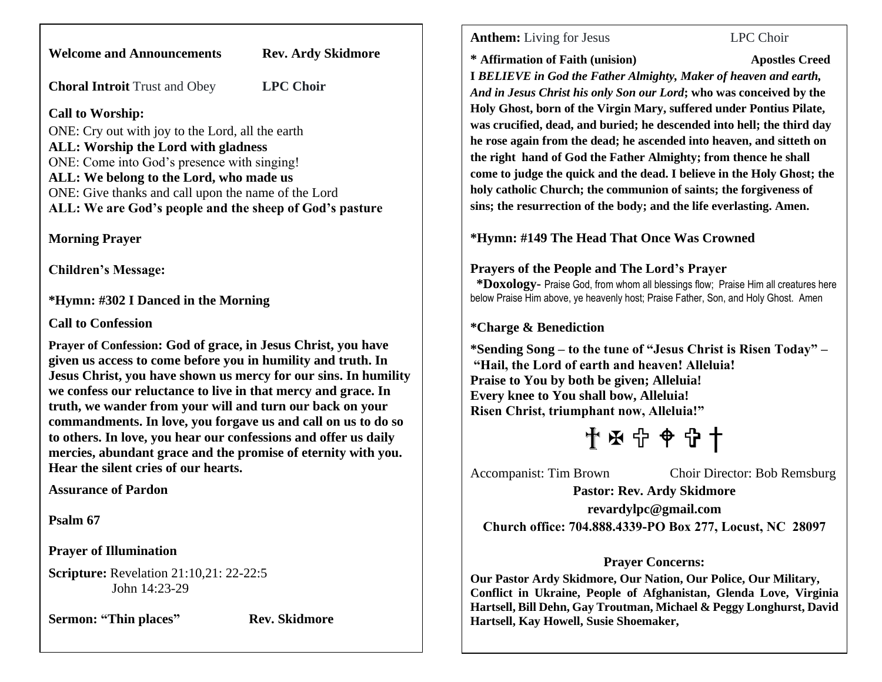**Welcome and Announcements** **Rev. Ardy Skidmore**

**Choral Introit** Trust and Obey **LPC Choir**

**Call to Worship:**

ONE: Cry out with joy to the Lord, all the earth
**ALL: Worship the Lord with gladness**
ONE: Come into God's presence with singing!
**ALL: We belong to the Lord, who made us**
ONE: Give thanks and call upon the name of the Lord
**ALL: We are God's people and the sheep of God's pasture**

**Morning Prayer**

**Children's Message:**

**\*Hymn: #302 I Danced in the Morning**

**Call to Confession**

**Prayer of Confession: God of grace, in Jesus Christ, you have given us access to come before you in humility and truth. In Jesus Christ, you have shown us mercy for our sins. In humility we confess our reluctance to live in that mercy and grace. In truth, we wander from your will and turn our back on your commandments. In love, you forgave us and call on us to do so to others. In love, you hear our confessions and offer us daily mercies, abundant grace and the promise of eternity with you. Hear the silent cries of our hearts.**

**Assurance of Pardon**

**Psalm 67**

**Prayer of Illumination**

**Scripture:** Revelation 21:10,21: 22-22:5
John 14:23-29

**Sermon: "Thin places"** **Rev. Skidmore**

**Anthem:** Living for Jesus LPC Choir

**\* Affirmation of Faith (unison)** **Apostles Creed**
**I *BELIEVE in God the Father Almighty, Maker of heaven and earth, And in Jesus Christ his only Son our Lord*; who was conceived by the Holy Ghost, born of the Virgin Mary, suffered under Pontius Pilate, was crucified, dead, and buried; he descended into hell; the third day he rose again from the dead; he ascended into heaven, and sitteth on the right hand of God the Father Almighty; from thence he shall come to judge the quick and the dead. I believe in the Holy Ghost; the holy catholic Church; the communion of saints; the forgiveness of sins; the resurrection of the body; and the life everlasting. Amen.**

**\*Hymn: #149 The Head That Once Was Crowned**

**Prayers of the People and The Lord's Prayer**
**\*Doxology-** Praise God, from whom all blessings flow; Praise Him all creatures here below Praise Him above, ye heavenly host; Praise Father, Son, and Holy Ghost. Amen

**\*Charge & Benediction**

**\*Sending Song – to the tune of "Jesus Christ is Risen Today" –**
**"Hail, the Lord of earth and heaven! Alleluia!**
**Praise to You by both be given; Alleluia!**
**Every knee to You shall bow, Alleluia!**
**Risen Christ, triumphant now, Alleluia!"**

☨ ✠ ✙ ⌖ ✟ †

Accompanist: Tim Brown Choir Director: Bob Remsburg

**Pastor: Rev. Ardy Skidmore**
**revardylpc@gmail.com**
**Church office: 704.888.4339-PO Box 277, Locust, NC 28097**

**Prayer Concerns:**

**Our Pastor Ardy Skidmore, Our Nation, Our Police, Our Military, Conflict in Ukraine, People of Afghanistan, Glenda Love, Virginia Hartsell, Bill Dehn, Gay Troutman, Michael & Peggy Longhurst, David Hartsell, Kay Howell, Susie Shoemaker,**